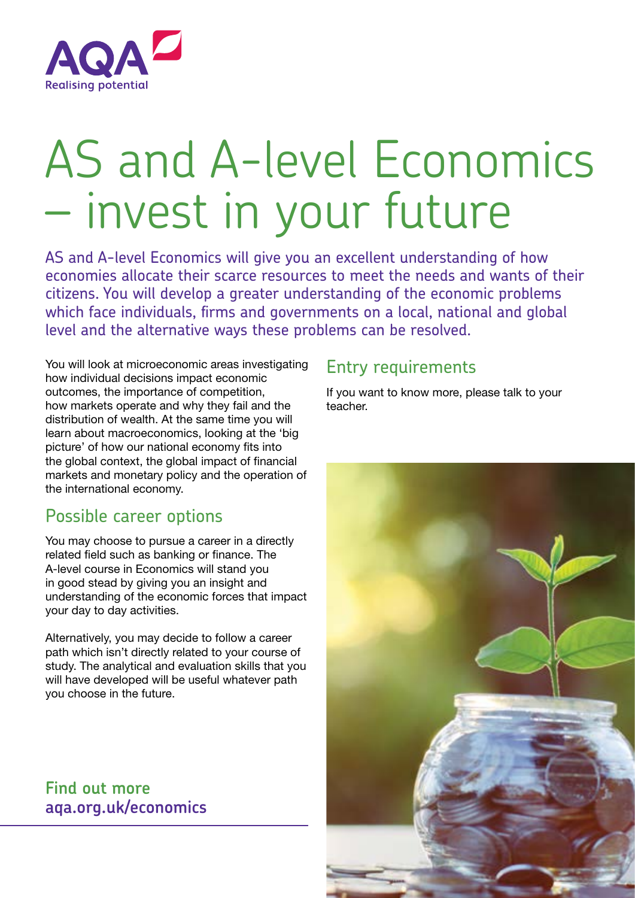AQA
Realising potential

# AS and A-level Economics – invest in your future

AS and A-level Economics will give you an excellent understanding of how economies allocate their scarce resources to meet the needs and wants of their citizens. You will develop a greater understanding of the economic problems which face individuals, firms and governments on a local, national and global level and the alternative ways these problems can be resolved.

You will look at microeconomic areas investigating how individual decisions impact economic outcomes, the importance of competition, how markets operate and why they fail and the distribution of wealth. At the same time you will learn about macroeconomics, looking at the 'big picture' of how our national economy fits into the global context, the global impact of financial markets and monetary policy and the operation of the international economy.

## Possible career options

You may choose to pursue a career in a directly related field such as banking or finance. The A-level course in Economics will stand you in good stead by giving you an insight and understanding of the economic forces that impact your day to day activities.

Alternatively, you may decide to follow a career path which isn't directly related to your course of study. The analytical and evaluation skills that you will have developed will be useful whatever path you choose in the future.

**Find out more**
**aqa.org.uk/economics**

## Entry requirements

If you want to know more, please talk to your teacher.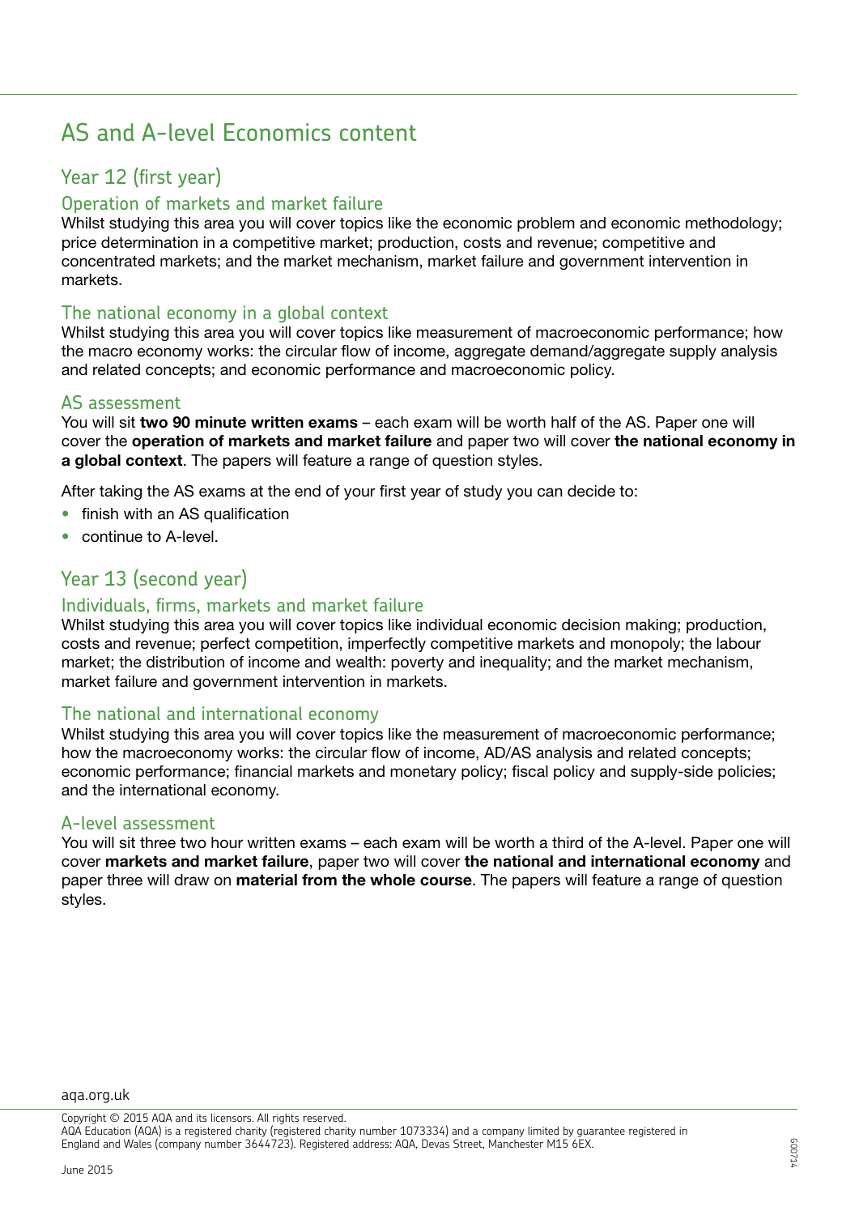# AS and A-level Economics content

## Year 12 (first year)

### Operation of markets and market failure

Whilst studying this area you will cover topics like the economic problem and economic methodology; price determination in a competitive market; production, costs and revenue; competitive and concentrated markets; and the market mechanism, market failure and government intervention in markets.

### The national economy in a global context

Whilst studying this area you will cover topics like measurement of macroeconomic performance; how the macro economy works: the circular flow of income, aggregate demand/aggregate supply analysis and related concepts; and economic performance and macroeconomic policy.

### AS assessment

You will sit **two 90 minute written exams** – each exam will be worth half of the AS. Paper one will cover the **operation of markets and market failure** and paper two will cover **the national economy in a global context**. The papers will feature a range of question styles.

After taking the AS exams at the end of your first year of study you can decide to:

- finish with an AS qualification
- continue to A-level.

## Year 13 (second year)

### Individuals, firms, markets and market failure

Whilst studying this area you will cover topics like individual economic decision making; production, costs and revenue; perfect competition, imperfectly competitive markets and monopoly; the labour market; the distribution of income and wealth: poverty and inequality; and the market mechanism, market failure and government intervention in markets.

### The national and international economy

Whilst studying this area you will cover topics like the measurement of macroeconomic performance; how the macroeconomy works: the circular flow of income, AD/AS analysis and related concepts; economic performance; financial markets and monetary policy; fiscal policy and supply-side policies; and the international economy.

### A-level assessment

You will sit three two hour written exams – each exam will be worth a third of the A-level. Paper one will cover **markets and market failure**, paper two will cover **the national and international economy** and paper three will draw on **material from the whole course**. The papers will feature a range of question styles.

aqa.org.uk

Copyright © 2015 AQA and its licensors. All rights reserved.
AQA Education (AQA) is a registered charity (registered charity number 1073334) and a company limited by guarantee registered in England and Wales (company number 3644723). Registered address: AQA, Devas Street, Manchester M15 6EX.

June 2015